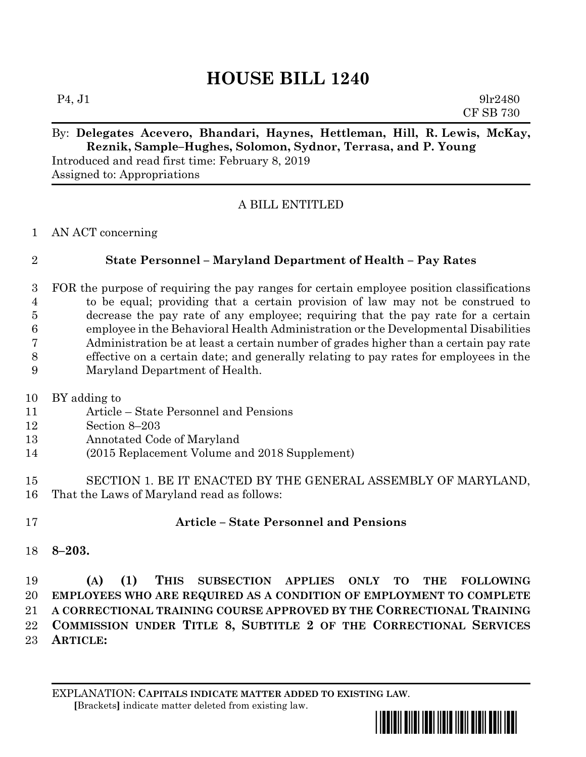# HOUSE BILL 1240

P4, J1 9lr2480
CF SB 730

By: **Delegates Acevero, Bhandari, Haynes, Hettleman, Hill, R. Lewis, McKay, Reznik, Sample–Hughes, Solomon, Sydnor, Terrasa, and P. Young**

Introduced and read first time: February 8, 2019

Assigned to: Appropriations

A BILL ENTITLED

AN ACT concerning

**State Personnel – Maryland Department of Health – Pay Rates**

FOR the purpose of requiring the pay ranges for certain employee position classifications to be equal; providing that a certain provision of law may not be construed to decrease the pay rate of any employee; requiring that the pay rate for a certain employee in the Behavioral Health Administration or the Developmental Disabilities Administration be at least a certain number of grades higher than a certain pay rate effective on a certain date; and generally relating to pay rates for employees in the Maryland Department of Health.

BY adding to

Article – State Personnel and Pensions
Section 8–203
Annotated Code of Maryland
(2015 Replacement Volume and 2018 Supplement)

SECTION 1. BE IT ENACTED BY THE GENERAL ASSEMBLY OF MARYLAND, That the Laws of Maryland read as follows:

**Article – State Personnel and Pensions**

**8–203.**

**(A) (1) THIS SUBSECTION APPLIES ONLY TO THE FOLLOWING EMPLOYEES WHO ARE REQUIRED AS A CONDITION OF EMPLOYMENT TO COMPLETE A CORRECTIONAL TRAINING COURSE APPROVED BY THE CORRECTIONAL TRAINING COMMISSION UNDER TITLE 8, SUBTITLE 2 OF THE CORRECTIONAL SERVICES ARTICLE:**

EXPLANATION: **CAPITALS INDICATE MATTER ADDED TO EXISTING LAW.**
[Brackets] indicate matter deleted from existing law.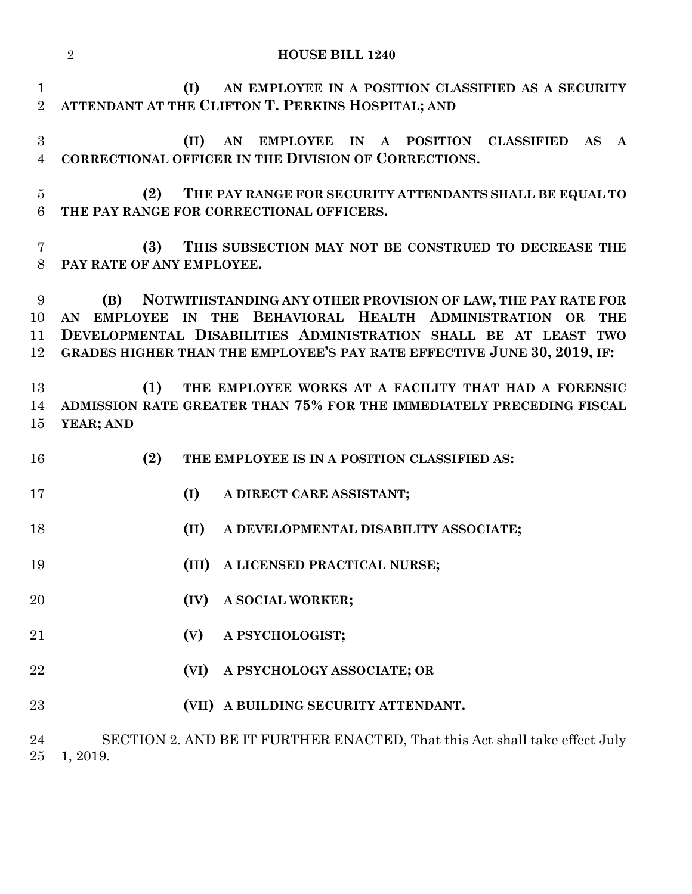**(I) AN EMPLOYEE IN A POSITION CLASSIFIED AS A SECURITY ATTENDANT AT THE CLIFTON T. PERKINS HOSPITAL; AND**

**(II) AN EMPLOYEE IN A POSITION CLASSIFIED AS A CORRECTIONAL OFFICER IN THE DIVISION OF CORRECTIONS.**

**(2) THE PAY RANGE FOR SECURITY ATTENDANTS SHALL BE EQUAL TO THE PAY RANGE FOR CORRECTIONAL OFFICERS.**

**(3) THIS SUBSECTION MAY NOT BE CONSTRUED TO DECREASE THE PAY RATE OF ANY EMPLOYEE.**

**(B) NOTWITHSTANDING ANY OTHER PROVISION OF LAW, THE PAY RATE FOR AN EMPLOYEE IN THE BEHAVIORAL HEALTH ADMINISTRATION OR THE DEVELOPMENTAL DISABILITIES ADMINISTRATION SHALL BE AT LEAST TWO GRADES HIGHER THAN THE EMPLOYEE'S PAY RATE EFFECTIVE JUNE 30, 2019, IF:**

**(1) THE EMPLOYEE WORKS AT A FACILITY THAT HAD A FORENSIC ADMISSION RATE GREATER THAN 75% FOR THE IMMEDIATELY PRECEDING FISCAL YEAR; AND**

**(2) THE EMPLOYEE IS IN A POSITION CLASSIFIED AS:**

**(I) A DIRECT CARE ASSISTANT;**

**(II) A DEVELOPMENTAL DISABILITY ASSOCIATE;**

**(III) A LICENSED PRACTICAL NURSE;**

**(IV) A SOCIAL WORKER;**

**(V) A PSYCHOLOGIST;**

**(VI) A PSYCHOLOGY ASSOCIATE; OR**

**(VII) A BUILDING SECURITY ATTENDANT.**

SECTION 2. AND BE IT FURTHER ENACTED, That this Act shall take effect July 1, 2019.